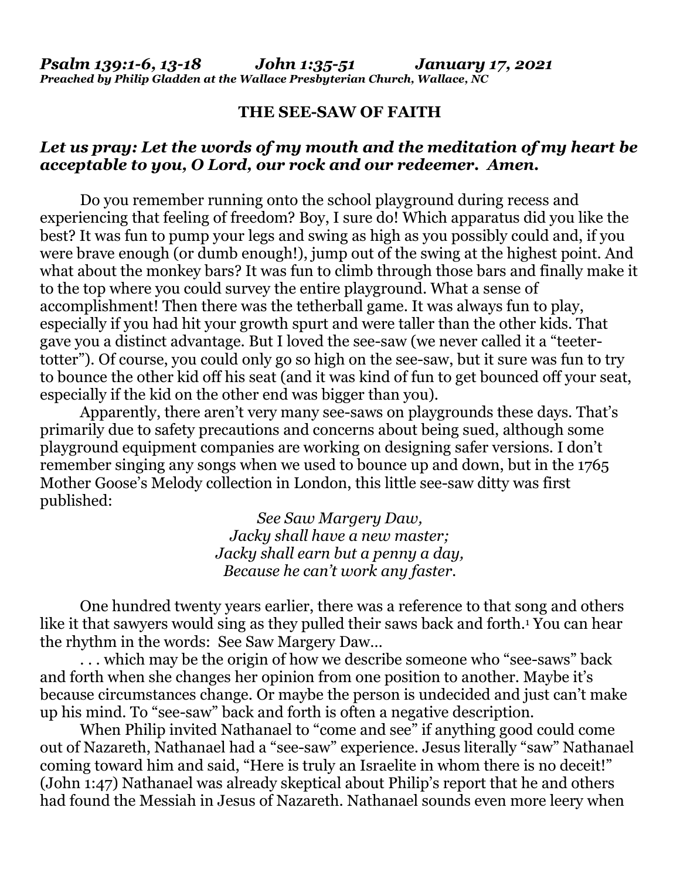***Psalm 139:1-6, 13-18 John 1:35-51 January 17, 2021***
***Preached by Philip Gladden at the Wallace Presbyterian Church, Wallace, NC***

# THE SEE-SAW OF FAITH

***Let us pray: Let the words of my mouth and the meditation of my heart be acceptable to you, O Lord, our rock and our redeemer. Amen.***

Do you remember running onto the school playground during recess and experiencing that feeling of freedom? Boy, I sure do! Which apparatus did you like the best? It was fun to pump your legs and swing as high as you possibly could and, if you were brave enough (or dumb enough!), jump out of the swing at the highest point. And what about the monkey bars? It was fun to climb through those bars and finally make it to the top where you could survey the entire playground. What a sense of accomplishment! Then there was the tetherball game. It was always fun to play, especially if you had hit your growth spurt and were taller than the other kids. That gave you a distinct advantage. But I loved the see-saw (we never called it a "teeter-totter"). Of course, you could only go so high on the see-saw, but it sure was fun to try to bounce the other kid off his seat (and it was kind of fun to get bounced off your seat, especially if the kid on the other end was bigger than you).

Apparently, there aren't very many see-saws on playgrounds these days. That's primarily due to safety precautions and concerns about being sued, although some playground equipment companies are working on designing safer versions. I don't remember singing any songs when we used to bounce up and down, but in the 1765 Mother Goose's Melody collection in London, this little see-saw ditty was first published:

*See Saw Margery Daw,*
*Jacky shall have a new master;*
*Jacky shall earn but a penny a day,*
*Because he can't work any faster.*

One hundred twenty years earlier, there was a reference to that song and others like it that sawyers would sing as they pulled their saws back and forth.[1] You can hear the rhythm in the words: See Saw Margery Daw…

. . . which may be the origin of how we describe someone who "see-saws" back and forth when she changes her opinion from one position to another. Maybe it's because circumstances change. Or maybe the person is undecided and just can't make up his mind. To "see-saw" back and forth is often a negative description.

When Philip invited Nathanael to "come and see" if anything good could come out of Nazareth, Nathanael had a "see-saw" experience. Jesus literally "saw" Nathanael coming toward him and said, "Here is truly an Israelite in whom there is no deceit!" (John 1:47) Nathanael was already skeptical about Philip's report that he and others had found the Messiah in Jesus of Nazareth. Nathanael sounds even more leery when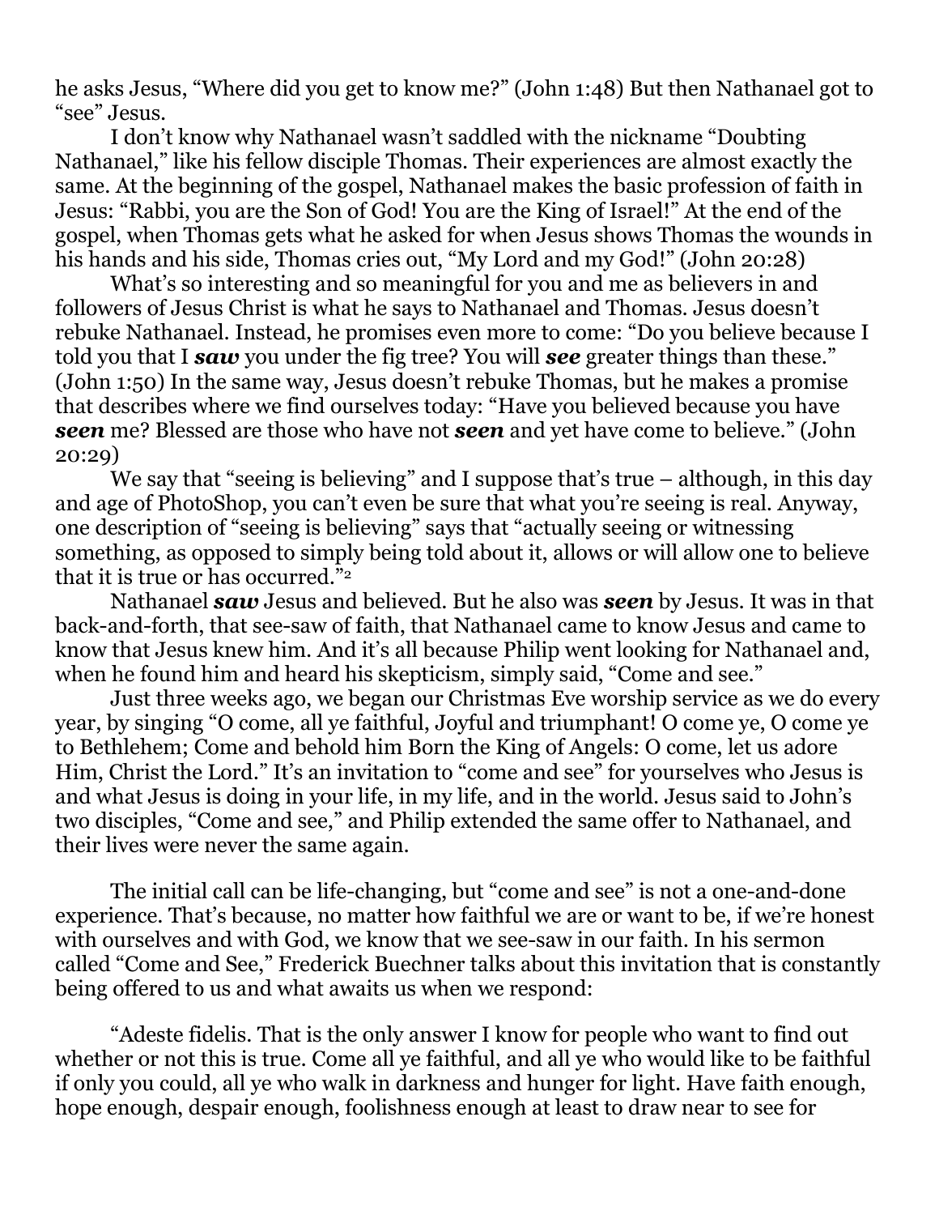he asks Jesus, "Where did you get to know me?" (John 1:48) But then Nathanael got to "see" Jesus.

I don't know why Nathanael wasn't saddled with the nickname "Doubting Nathanael," like his fellow disciple Thomas. Their experiences are almost exactly the same. At the beginning of the gospel, Nathanael makes the basic profession of faith in Jesus: "Rabbi, you are the Son of God! You are the King of Israel!" At the end of the gospel, when Thomas gets what he asked for when Jesus shows Thomas the wounds in his hands and his side, Thomas cries out, "My Lord and my God!" (John 20:28)

What's so interesting and so meaningful for you and me as believers in and followers of Jesus Christ is what he says to Nathanael and Thomas. Jesus doesn't rebuke Nathanael. Instead, he promises even more to come: "Do you believe because I told you that I ***saw*** you under the fig tree? You will ***see*** greater things than these." (John 1:50) In the same way, Jesus doesn't rebuke Thomas, but he makes a promise that describes where we find ourselves today: "Have you believed because you have ***seen*** me? Blessed are those who have not ***seen*** and yet have come to believe." (John 20:29)

We say that "seeing is believing" and I suppose that's true – although, in this day and age of PhotoShop, you can't even be sure that what you're seeing is real. Anyway, one description of "seeing is believing" says that "actually seeing or witnessing something, as opposed to simply being told about it, allows or will allow one to believe that it is true or has occurred."[2]

Nathanael ***saw*** Jesus and believed. But he also was ***seen*** by Jesus. It was in that back-and-forth, that see-saw of faith, that Nathanael came to know Jesus and came to know that Jesus knew him. And it's all because Philip went looking for Nathanael and, when he found him and heard his skepticism, simply said, "Come and see."

Just three weeks ago, we began our Christmas Eve worship service as we do every year, by singing "O come, all ye faithful, Joyful and triumphant! O come ye, O come ye to Bethlehem; Come and behold him Born the King of Angels: O come, let us adore Him, Christ the Lord." It's an invitation to "come and see" for yourselves who Jesus is and what Jesus is doing in your life, in my life, and in the world. Jesus said to John's two disciples, "Come and see," and Philip extended the same offer to Nathanael, and their lives were never the same again.

The initial call can be life-changing, but "come and see" is not a one-and-done experience. That's because, no matter how faithful we are or want to be, if we're honest with ourselves and with God, we know that we see-saw in our faith. In his sermon called "Come and See," Frederick Buechner talks about this invitation that is constantly being offered to us and what awaits us when we respond:

"Adeste fidelis. That is the only answer I know for people who want to find out whether or not this is true. Come all ye faithful, and all ye who would like to be faithful if only you could, all ye who walk in darkness and hunger for light. Have faith enough, hope enough, despair enough, foolishness enough at least to draw near to see for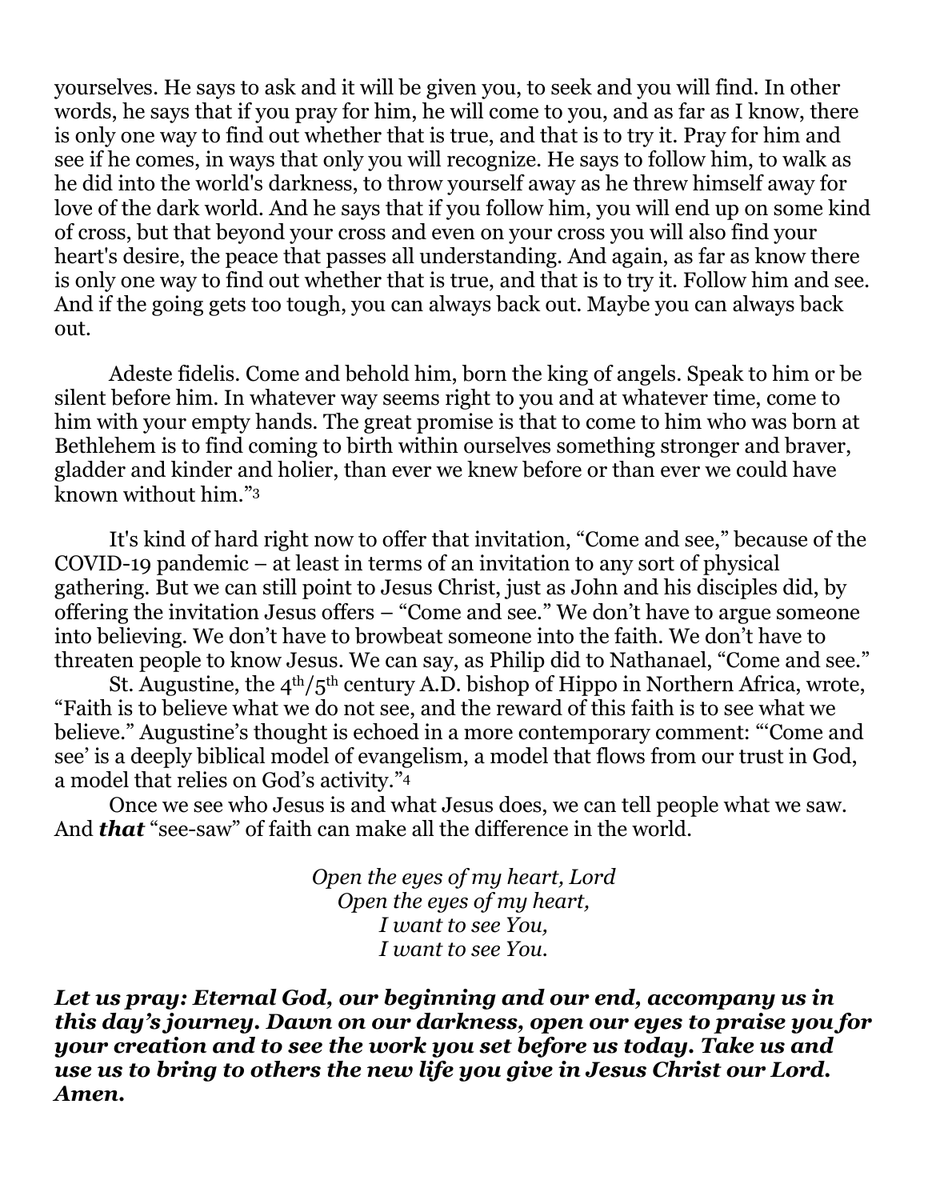yourselves. He says to ask and it will be given you, to seek and you will find. In other words, he says that if you pray for him, he will come to you, and as far as I know, there is only one way to find out whether that is true, and that is to try it. Pray for him and see if he comes, in ways that only you will recognize. He says to follow him, to walk as he did into the world's darkness, to throw yourself away as he threw himself away for love of the dark world. And he says that if you follow him, you will end up on some kind of cross, but that beyond your cross and even on your cross you will also find your heart's desire, the peace that passes all understanding. And again, as far as know there is only one way to find out whether that is true, and that is to try it. Follow him and see. And if the going gets too tough, you can always back out. Maybe you can always back out.

Adeste fidelis. Come and behold him, born the king of angels. Speak to him or be silent before him. In whatever way seems right to you and at whatever time, come to him with your empty hands. The great promise is that to come to him who was born at Bethlehem is to find coming to birth within ourselves something stronger and braver, gladder and kinder and holier, than ever we knew before or than ever we could have known without him."[3]

It's kind of hard right now to offer that invitation, "Come and see," because of the COVID-19 pandemic – at least in terms of an invitation to any sort of physical gathering. But we can still point to Jesus Christ, just as John and his disciples did, by offering the invitation Jesus offers – "Come and see." We don't have to argue someone into believing. We don't have to browbeat someone into the faith. We don't have to threaten people to know Jesus. We can say, as Philip did to Nathanael, "Come and see."

St. Augustine, the 4th/5th century A.D. bishop of Hippo in Northern Africa, wrote, "Faith is to believe what we do not see, and the reward of this faith is to see what we believe." Augustine's thought is echoed in a more contemporary comment: "'Come and see' is a deeply biblical model of evangelism, a model that flows from our trust in God, a model that relies on God's activity."[4]

Once we see who Jesus is and what Jesus does, we can tell people what we saw. And ***that*** "see-saw" of faith can make all the difference in the world.

*Open the eyes of my heart, Lord*
*Open the eyes of my heart,*
*I want to see You,*
*I want to see You.*

***Let us pray: Eternal God, our beginning and our end, accompany us in this day's journey. Dawn on our darkness, open our eyes to praise you for your creation and to see the work you set before us today. Take us and use us to bring to others the new life you give in Jesus Christ our Lord. Amen.***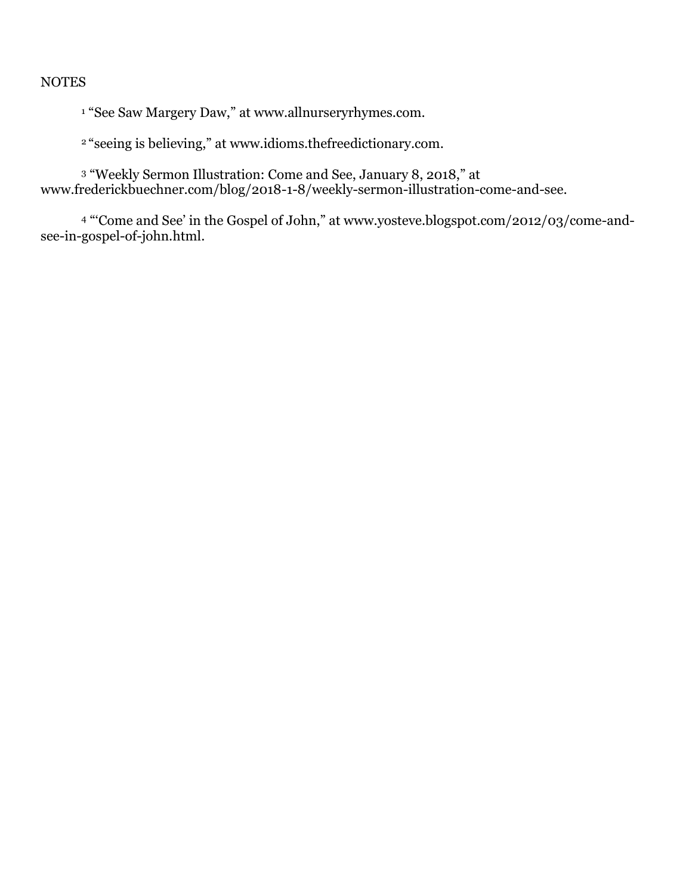NOTES

[1] "See Saw Margery Daw," at www.allnurseryrhymes.com.

[2] "seeing is believing," at www.idioms.thefreedictionary.com.

[3] "Weekly Sermon Illustration: Come and See, January 8, 2018," at www.frederickbuechner.com/blog/2018-1-8/weekly-sermon-illustration-come-and-see.

[4] "'Come and See' in the Gospel of John," at www.yosteve.blogspot.com/2012/03/come-and-see-in-gospel-of-john.html.